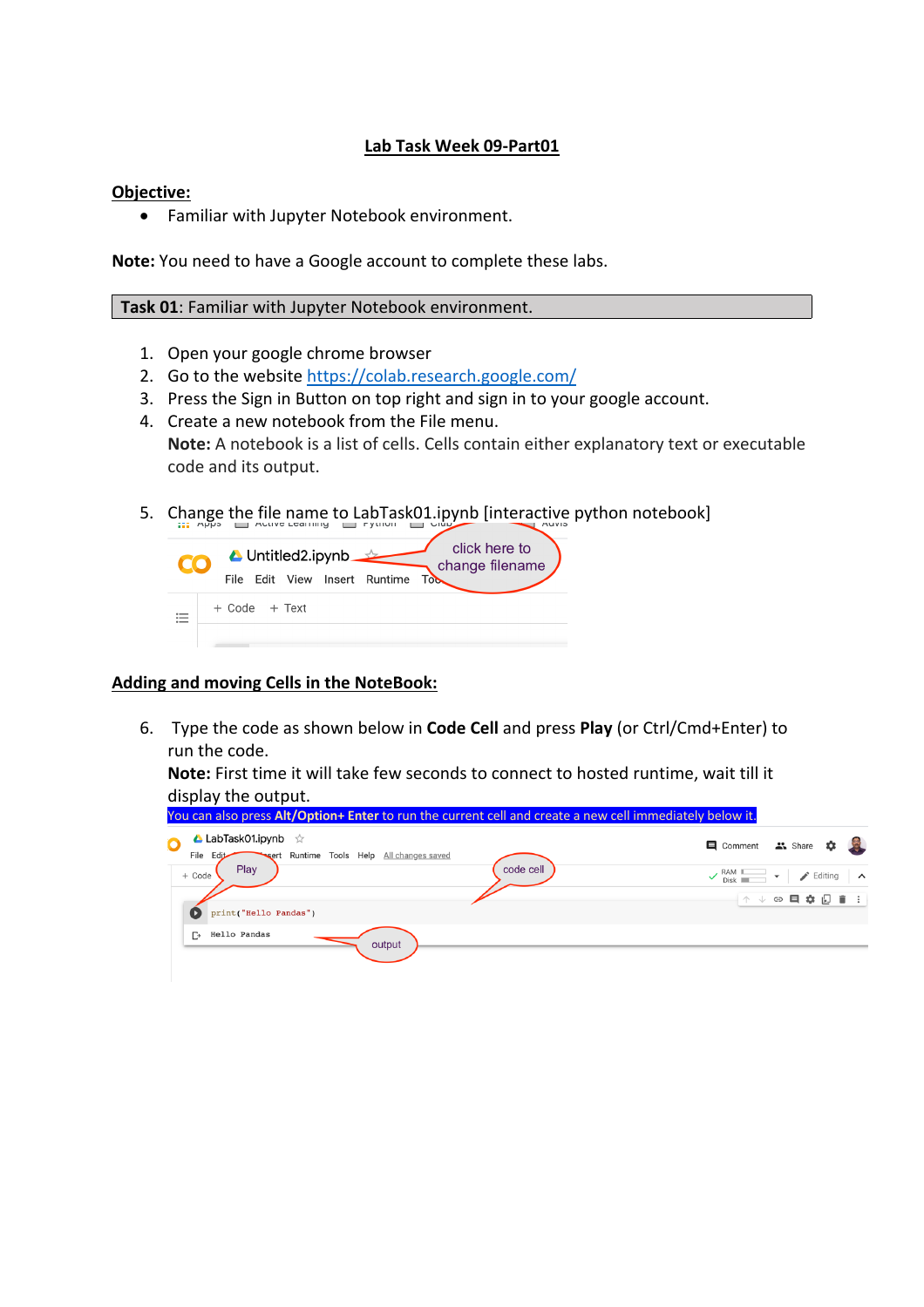# Lab Task Week 09-Part01

**Objective:**

- Familiar with Jupyter Notebook environment.

**Note:** You need to have a Google account to complete these labs.

**Task 01**: Familiar with Jupyter Notebook environment.

1. Open your google chrome browser
2. Go to the website https://colab.research.google.com/
3. Press the Sign in Button on top right and sign in to your google account.
4. Create a new notebook from the File menu.
   **Note:** A notebook is a list of cells. Cells contain either explanatory text or executable code and its output.
5. Change the file name to LabTask01.ipynb [interactive python notebook]

## Adding and moving Cells in the NoteBook:

6. Type the code as shown below in **Code Cell** and press **Play** (or Ctrl/Cmd+Enter) to run the code.
   **Note:** First time it will take few seconds to connect to hosted runtime, wait till it display the output.
   You can also press **Alt/Option+ Enter** to run the current cell and create a new cell immediately below it.

```
print("Hello Pandas")
```

```
Hello Pandas
```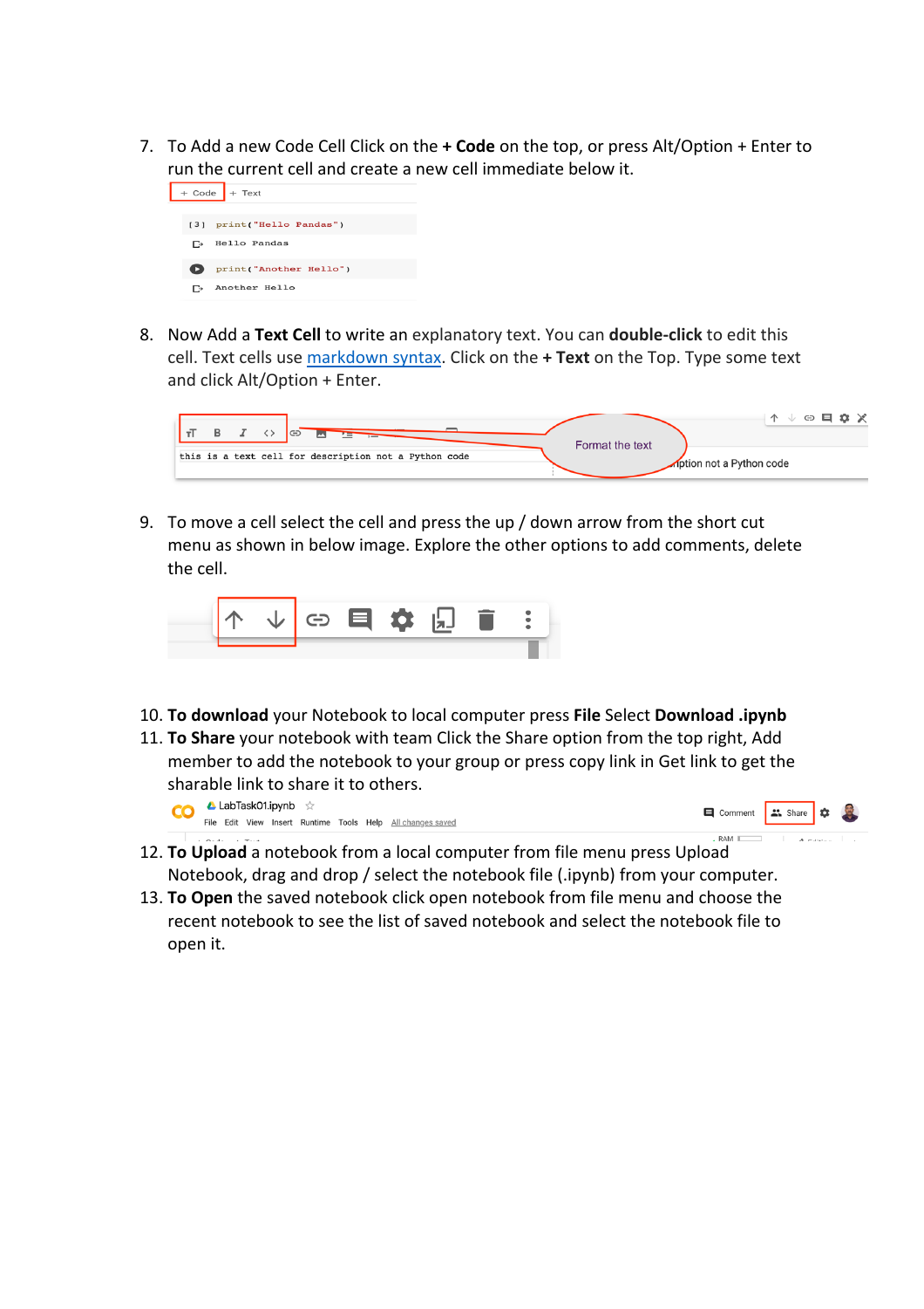7. To Add a new Code Cell Click on the **+ Code** on the top, or press Alt/Option + Enter to run the current cell and create a new cell immediate below it.

8. Now Add a **Text Cell** to write an explanatory text. You can **double-click** to edit this cell. Text cells use markdown syntax. Click on the **+ Text** on the Top. Type some text and click Alt/Option + Enter.

9. To move a cell select the cell and press the up / down arrow from the short cut menu as shown in below image. Explore the other options to add comments, delete the cell.

10. **To download** your Notebook to local computer press **File** Select **Download .ipynb**
11. **To Share** your notebook with team Click the Share option from the top right, Add member to add the notebook to your group or press copy link in Get link to get the sharable link to share it to others.
12. **To Upload** a notebook from a local computer from file menu press Upload Notebook, drag and drop / select the notebook file (.ipynb) from your computer.
13. **To Open** the saved notebook click open notebook from file menu and choose the recent notebook to see the list of saved notebook and select the notebook file to open it.